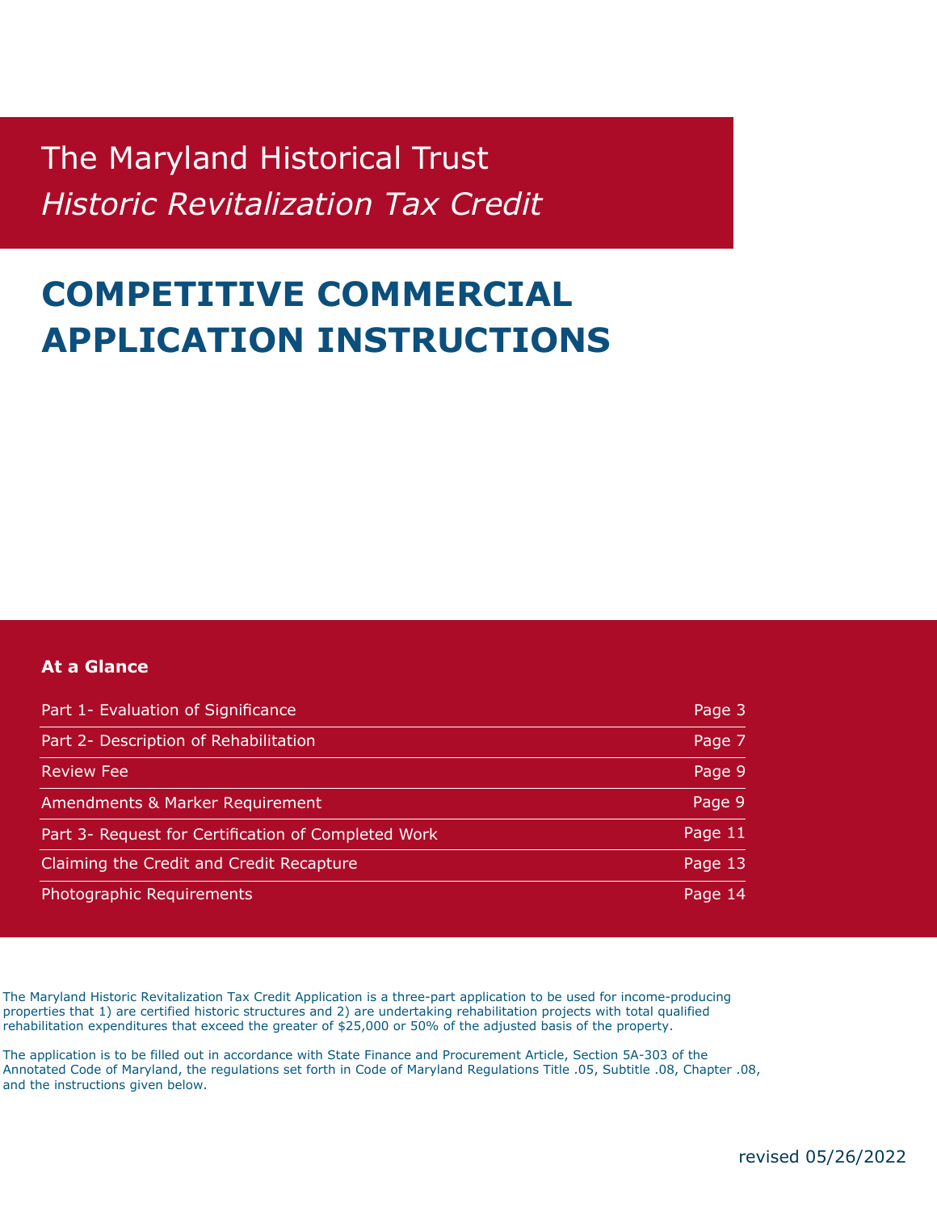# The Maryland Historical Trust

*Historic Revitalization Tax Credit*

# COMPETITIVE COMMERCIAL APPLICATION INSTRUCTIONS

**At a Glance**

| Section | Page |
|---|---|
| Part 1- Evaluation of Significance | Page 3 |
| Part 2- Description of Rehabilitation | Page 7 |
| Review Fee | Page 9 |
| Amendments & Marker Requirement | Page 9 |
| Part 3- Request for Certification of Completed Work | Page 11 |
| Claiming the Credit and Credit Recapture | Page 13 |
| Photographic Requirements | Page 14 |

The Maryland Historic Revitalization Tax Credit Application is a three-part application to be used for income-producing properties that 1) are certified historic structures and 2) are undertaking rehabilitation projects with total qualified rehabilitation expenditures that exceed the greater of $25,000 or 50% of the adjusted basis of the property.

The application is to be filled out in accordance with State Finance and Procurement Article, Section 5A-303 of the Annotated Code of Maryland, the regulations set forth in Code of Maryland Regulations Title .05, Subtitle .08, Chapter .08, and the instructions given below.

revised 05/26/2022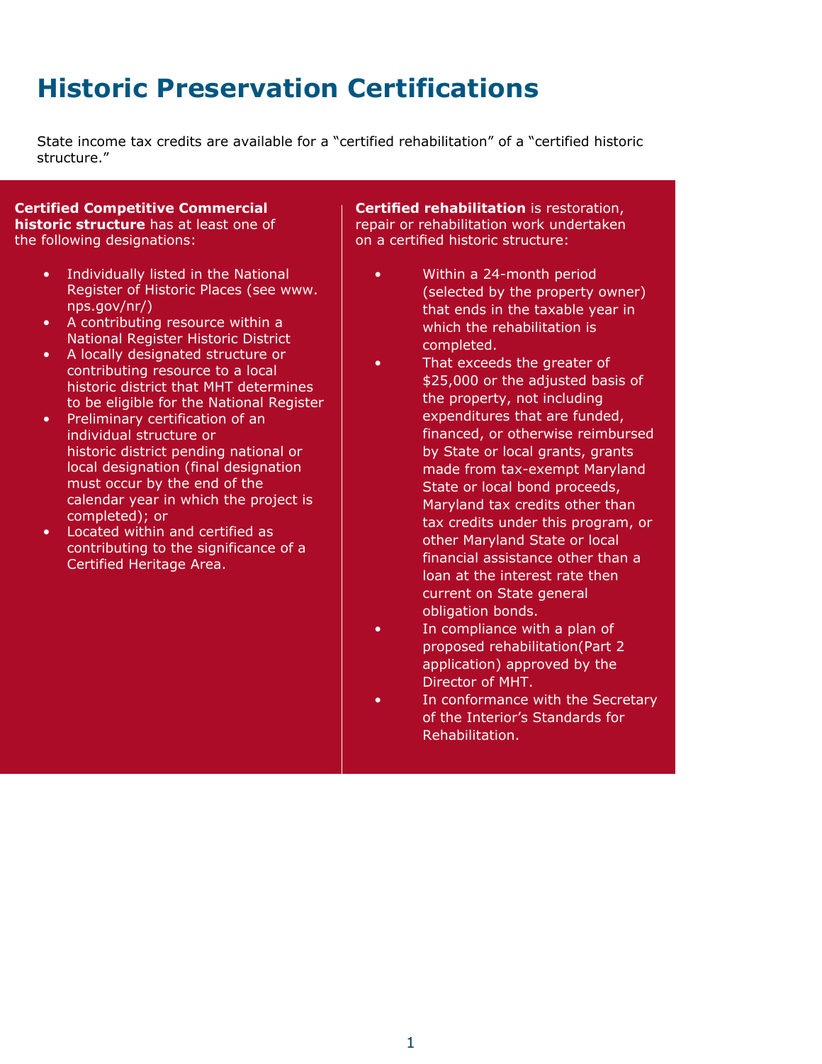# Historic Preservation Certifications

State income tax credits are available for a "certified rehabilitation" of a "certified historic structure."

**Certified Competitive Commercial historic structure** has at least one of the following designations:

- Individually listed in the National Register of Historic Places (see www.nps.gov/nr/)
- A contributing resource within a National Register Historic District
- A locally designated structure or contributing resource to a local historic district that MHT determines to be eligible for the National Register
- Preliminary certification of an individual structure or historic district pending national or local designation (final designation must occur by the end of the calendar year in which the project is completed); or
- Located within and certified as contributing to the significance of a Certified Heritage Area.

**Certified rehabilitation** is restoration, repair or rehabilitation work undertaken on a certified historic structure:

- Within a 24-month period (selected by the property owner) that ends in the taxable year in which the rehabilitation is completed.
- That exceeds the greater of $25,000 or the adjusted basis of the property, not including expenditures that are funded, financed, or otherwise reimbursed by State or local grants, grants made from tax-exempt Maryland State or local bond proceeds, Maryland tax credits other than tax credits under this program, or other Maryland State or local financial assistance other than a loan at the interest rate then current on State general obligation bonds.
- In compliance with a plan of proposed rehabilitation(Part 2 application) approved by the Director of MHT.
- In conformance with the Secretary of the Interior's Standards for Rehabilitation.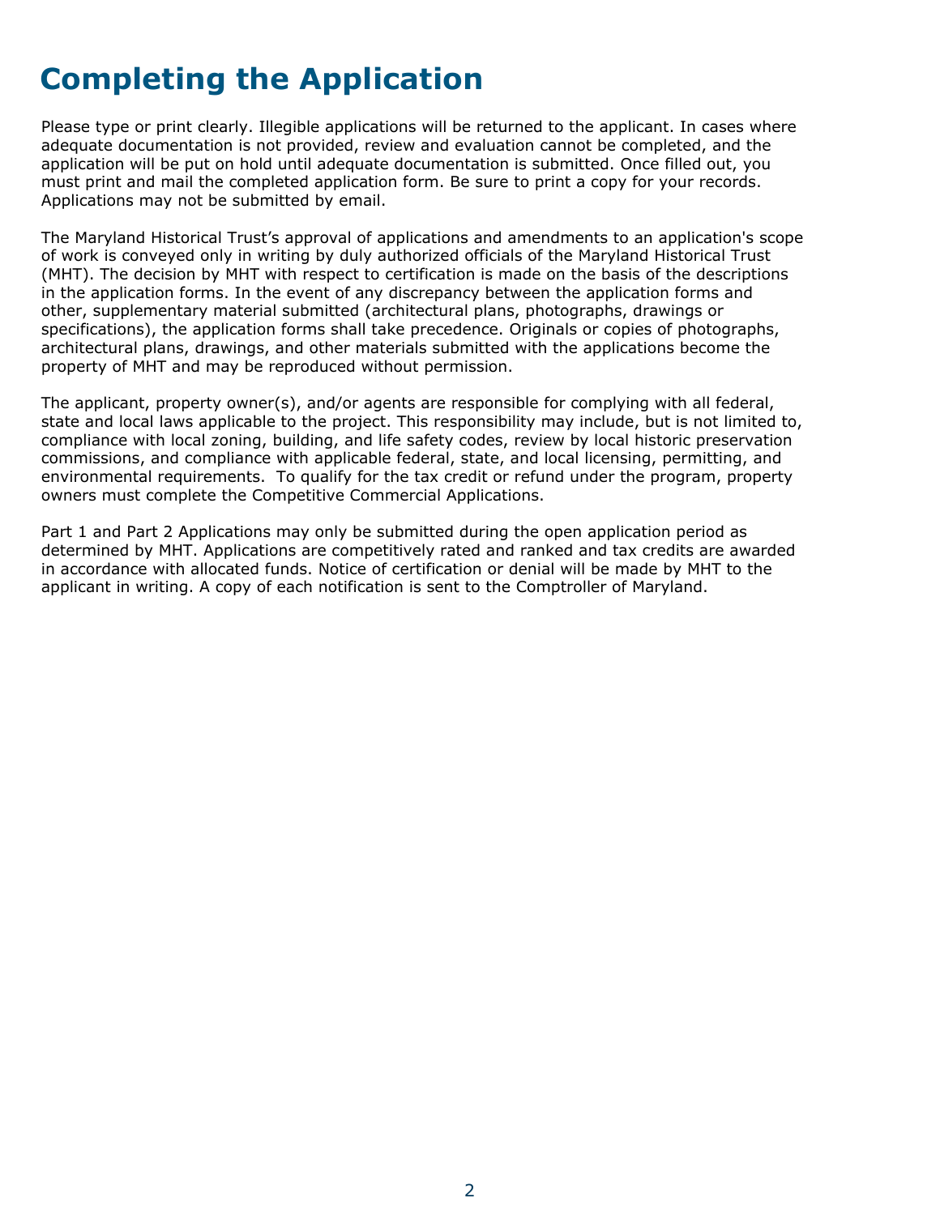# Completing the Application

Please type or print clearly. Illegible applications will be returned to the applicant. In cases where adequate documentation is not provided, review and evaluation cannot be completed, and the application will be put on hold until adequate documentation is submitted. Once filled out, you must print and mail the completed application form. Be sure to print a copy for your records. Applications may not be submitted by email.

The Maryland Historical Trust's approval of applications and amendments to an application's scope of work is conveyed only in writing by duly authorized officials of the Maryland Historical Trust (MHT). The decision by MHT with respect to certification is made on the basis of the descriptions in the application forms. In the event of any discrepancy between the application forms and other, supplementary material submitted (architectural plans, photographs, drawings or specifications), the application forms shall take precedence. Originals or copies of photographs, architectural plans, drawings, and other materials submitted with the applications become the property of MHT and may be reproduced without permission.

The applicant, property owner(s), and/or agents are responsible for complying with all federal, state and local laws applicable to the project. This responsibility may include, but is not limited to, compliance with local zoning, building, and life safety codes, review by local historic preservation commissions, and compliance with applicable federal, state, and local licensing, permitting, and environmental requirements. To qualify for the tax credit or refund under the program, property owners must complete the Competitive Commercial Applications.

Part 1 and Part 2 Applications may only be submitted during the open application period as determined by MHT. Applications are competitively rated and ranked and tax credits are awarded in accordance with allocated funds. Notice of certification or denial will be made by MHT to the applicant in writing. A copy of each notification is sent to the Comptroller of Maryland.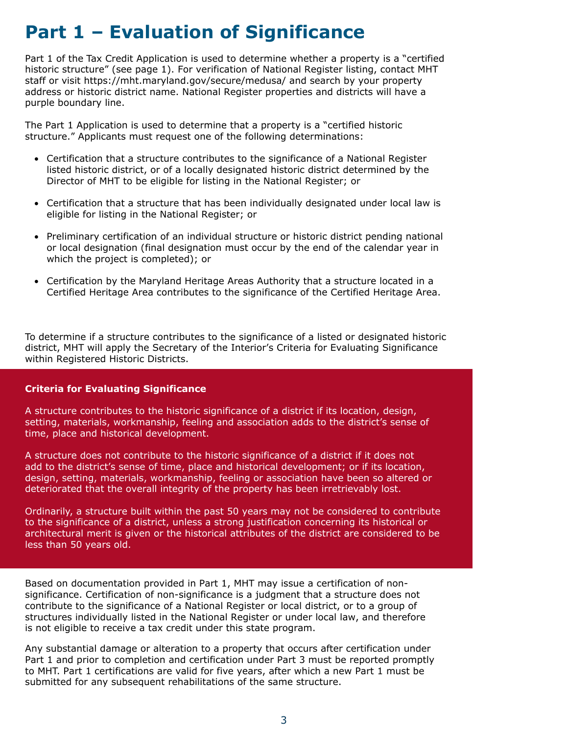# Part 1 – Evaluation of Significance

Part 1 of the Tax Credit Application is used to determine whether a property is a "certified historic structure" (see page 1). For verification of National Register listing, contact MHT staff or visit https://mht.maryland.gov/secure/medusa/ and search by your property address or historic district name. National Register properties and districts will have a purple boundary line.

The Part 1 Application is used to determine that a property is a "certified historic structure." Applicants must request one of the following determinations:

- Certification that a structure contributes to the significance of a National Register listed historic district, or of a locally designated historic district determined by the Director of MHT to be eligible for listing in the National Register; or
- Certification that a structure that has been individually designated under local law is eligible for listing in the National Register; or
- Preliminary certification of an individual structure or historic district pending national or local designation (final designation must occur by the end of the calendar year in which the project is completed); or
- Certification by the Maryland Heritage Areas Authority that a structure located in a Certified Heritage Area contributes to the significance of the Certified Heritage Area.

To determine if a structure contributes to the significance of a listed or designated historic district, MHT will apply the Secretary of the Interior's Criteria for Evaluating Significance within Registered Historic Districts.

**Criteria for Evaluating Significance**

A structure contributes to the historic significance of a district if its location, design, setting, materials, workmanship, feeling and association adds to the district's sense of time, place and historical development.

A structure does not contribute to the historic significance of a district if it does not add to the district's sense of time, place and historical development; or if its location, design, setting, materials, workmanship, feeling or association have been so altered or deteriorated that the overall integrity of the property has been irretrievably lost.

Ordinarily, a structure built within the past 50 years may not be considered to contribute to the significance of a district, unless a strong justification concerning its historical or architectural merit is given or the historical attributes of the district are considered to be less than 50 years old.

Based on documentation provided in Part 1, MHT may issue a certification of non-significance. Certification of non-significance is a judgment that a structure does not contribute to the significance of a National Register or local district, or to a group of structures individually listed in the National Register or under local law, and therefore is not eligible to receive a tax credit under this state program.

Any substantial damage or alteration to a property that occurs after certification under Part 1 and prior to completion and certification under Part 3 must be reported promptly to MHT. Part 1 certifications are valid for five years, after which a new Part 1 must be submitted for any subsequent rehabilitations of the same structure.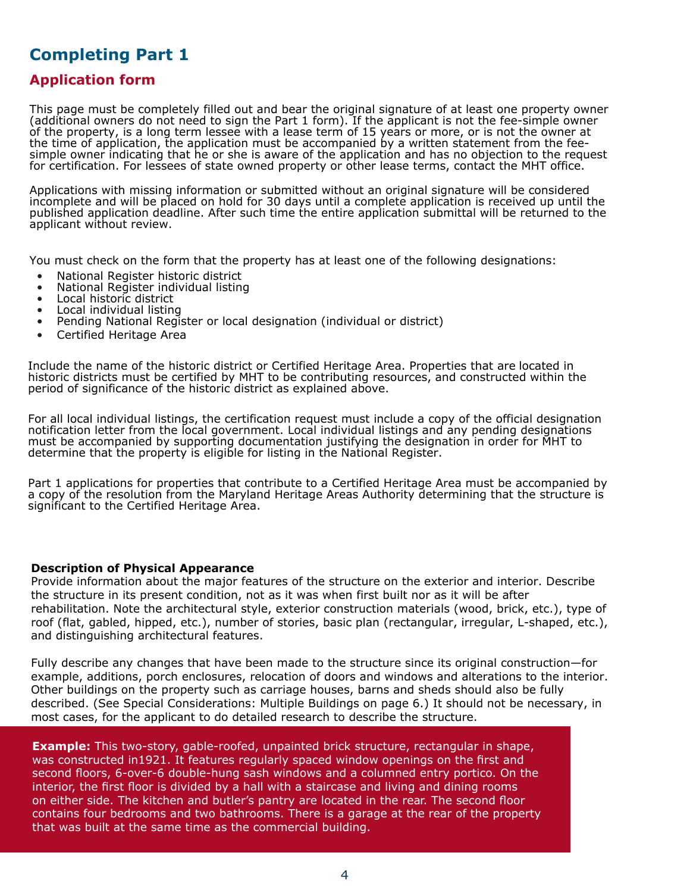## Completing Part 1

### Application form

This page must be completely filled out and bear the original signature of at least one property owner (additional owners do not need to sign the Part 1 form). If the applicant is not the fee-simple owner of the property, is a long term lessee with a lease term of 15 years or more, or is not the owner at the time of application, the application must be accompanied by a written statement from the fee-simple owner indicating that he or she is aware of the application and has no objection to the request for certification. For lessees of state owned property or other lease terms, contact the MHT office.

Applications with missing information or submitted without an original signature will be considered incomplete and will be placed on hold for 30 days until a complete application is received up until the published application deadline. After such time the entire application submittal will be returned to the applicant without review.

You must check on the form that the property has at least one of the following designations:

- National Register historic district
- National Register individual listing
- Local historic district
- Local individual listing
- Pending National Register or local designation (individual or district)
- Certified Heritage Area

Include the name of the historic district or Certified Heritage Area. Properties that are located in historic districts must be certified by MHT to be contributing resources, and constructed within the period of significance of the historic district as explained above.

For all local individual listings, the certification request must include a copy of the official designation notification letter from the local government. Local individual listings and any pending designations must be accompanied by supporting documentation justifying the designation in order for MHT to determine that the property is eligible for listing in the National Register.

Part 1 applications for properties that contribute to a Certified Heritage Area must be accompanied by a copy of the resolution from the Maryland Heritage Areas Authority determining that the structure is significant to the Certified Heritage Area.

**Description of Physical Appearance**

Provide information about the major features of the structure on the exterior and interior. Describe the structure in its present condition, not as it was when first built nor as it will be after rehabilitation. Note the architectural style, exterior construction materials (wood, brick, etc.), type of roof (flat, gabled, hipped, etc.), number of stories, basic plan (rectangular, irregular, L-shaped, etc.), and distinguishing architectural features.

Fully describe any changes that have been made to the structure since its original construction—for example, additions, porch enclosures, relocation of doors and windows and alterations to the interior. Other buildings on the property such as carriage houses, barns and sheds should also be fully described. (See Special Considerations: Multiple Buildings on page 6.) It should not be necessary, in most cases, for the applicant to do detailed research to describe the structure.

**Example:** This two-story, gable-roofed, unpainted brick structure, rectangular in shape, was constructed in1921. It features regularly spaced window openings on the first and second floors, 6-over-6 double-hung sash windows and a columned entry portico. On the interior, the first floor is divided by a hall with a staircase and living and dining rooms on either side. The kitchen and butler's pantry are located in the rear. The second floor contains four bedrooms and two bathrooms. There is a garage at the rear of the property that was built at the same time as the commercial building.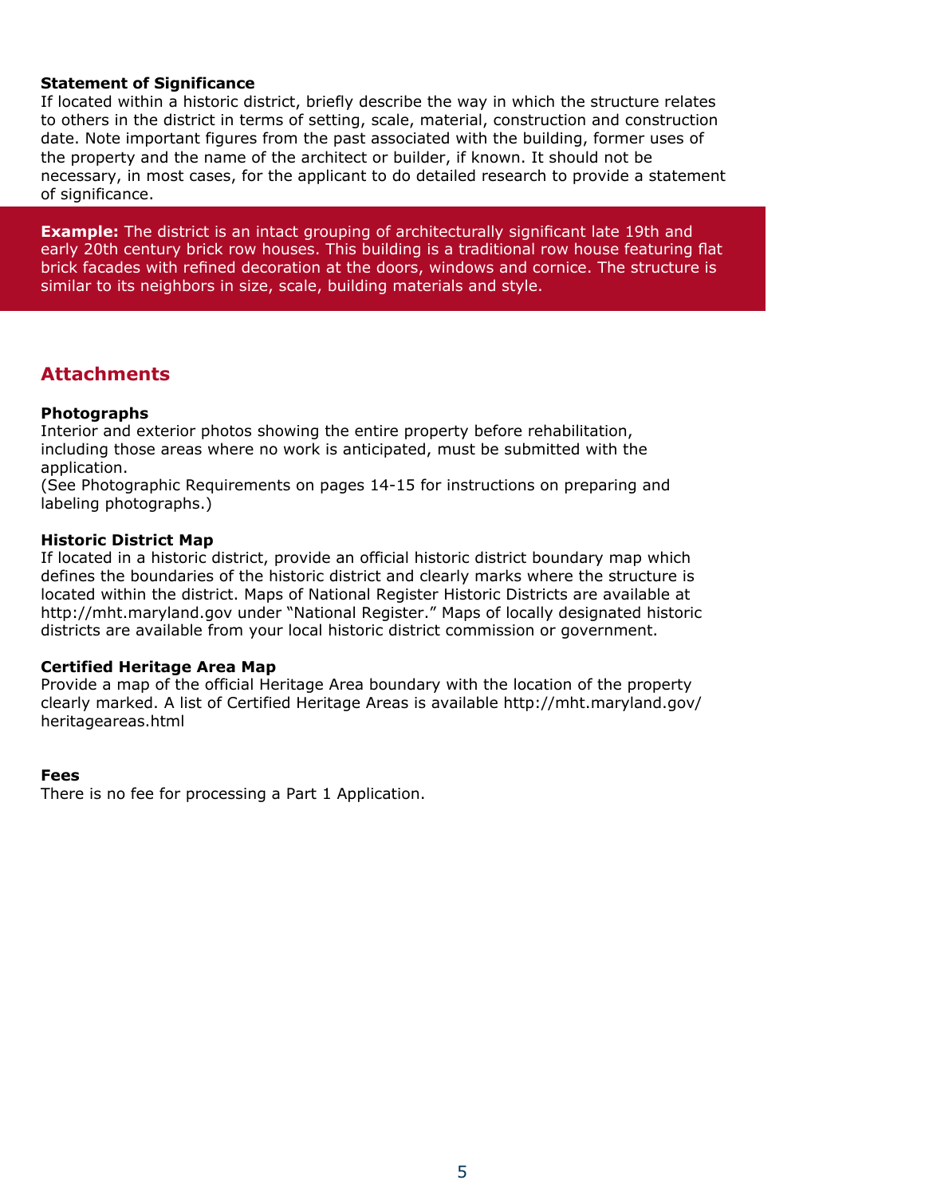**Statement of Significance**
If located within a historic district, briefly describe the way in which the structure relates to others in the district in terms of setting, scale, material, construction and construction date. Note important figures from the past associated with the building, former uses of the property and the name of the architect or builder, if known. It should not be necessary, in most cases, for the applicant to do detailed research to provide a statement of significance.

**Example:** The district is an intact grouping of architecturally significant late 19th and early 20th century brick row houses. This building is a traditional row house featuring flat brick facades with refined decoration at the doors, windows and cornice. The structure is similar to its neighbors in size, scale, building materials and style.

## Attachments

**Photographs**
Interior and exterior photos showing the entire property before rehabilitation, including those areas where no work is anticipated, must be submitted with the application.
(See Photographic Requirements on pages 14-15 for instructions on preparing and labeling photographs.)

**Historic District Map**
If located in a historic district, provide an official historic district boundary map which defines the boundaries of the historic district and clearly marks where the structure is located within the district. Maps of National Register Historic Districts are available at http://mht.maryland.gov under "National Register." Maps of locally designated historic districts are available from your local historic district commission or government.

**Certified Heritage Area Map**
Provide a map of the official Heritage Area boundary with the location of the property clearly marked. A list of Certified Heritage Areas is available http://mht.maryland.gov/heritageareas.html

**Fees**
There is no fee for processing a Part 1 Application.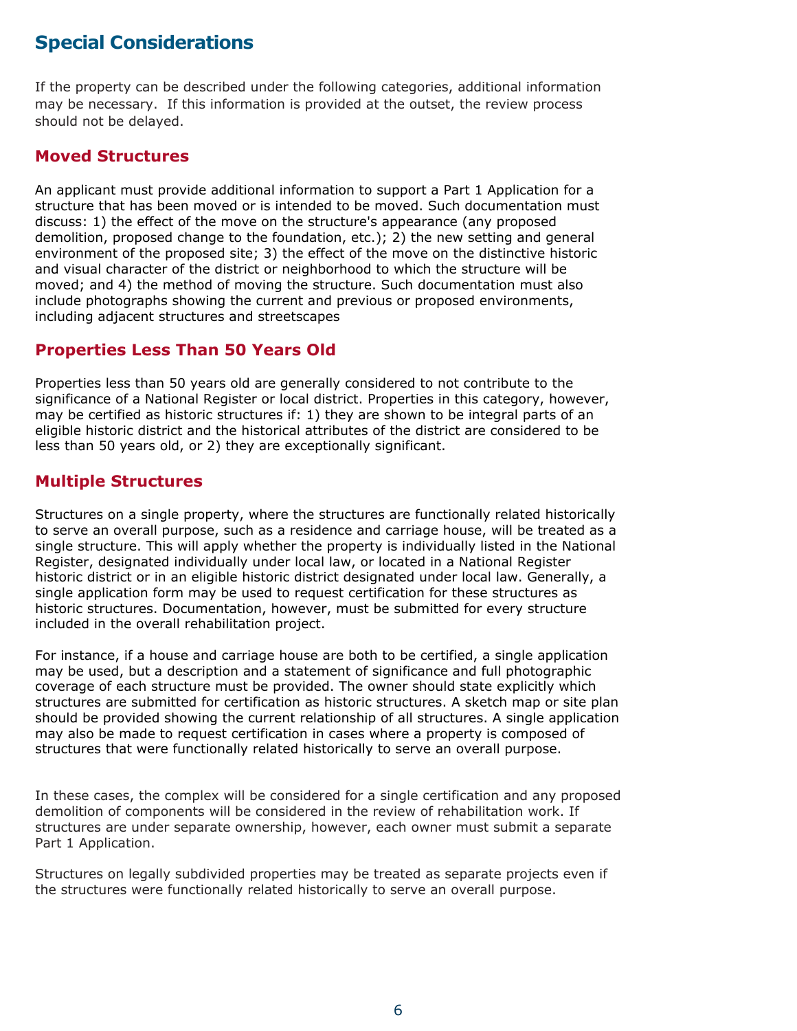## Special Considerations

If the property can be described under the following categories, additional information may be necessary. If this information is provided at the outset, the review process should not be delayed.

### Moved Structures

An applicant must provide additional information to support a Part 1 Application for a structure that has been moved or is intended to be moved. Such documentation must discuss: 1) the effect of the move on the structure's appearance (any proposed demolition, proposed change to the foundation, etc.); 2) the new setting and general environment of the proposed site; 3) the effect of the move on the distinctive historic and visual character of the district or neighborhood to which the structure will be moved; and 4) the method of moving the structure. Such documentation must also include photographs showing the current and previous or proposed environments, including adjacent structures and streetscapes

### Properties Less Than 50 Years Old

Properties less than 50 years old are generally considered to not contribute to the significance of a National Register or local district. Properties in this category, however, may be certified as historic structures if: 1) they are shown to be integral parts of an eligible historic district and the historical attributes of the district are considered to be less than 50 years old, or 2) they are exceptionally significant.

### Multiple Structures

Structures on a single property, where the structures are functionally related historically to serve an overall purpose, such as a residence and carriage house, will be treated as a single structure. This will apply whether the property is individually listed in the National Register, designated individually under local law, or located in a National Register historic district or in an eligible historic district designated under local law. Generally, a single application form may be used to request certification for these structures as historic structures. Documentation, however, must be submitted for every structure included in the overall rehabilitation project.

For instance, if a house and carriage house are both to be certified, a single application may be used, but a description and a statement of significance and full photographic coverage of each structure must be provided. The owner should state explicitly which structures are submitted for certification as historic structures. A sketch map or site plan should be provided showing the current relationship of all structures. A single application may also be made to request certification in cases where a property is composed of structures that were functionally related historically to serve an overall purpose.

In these cases, the complex will be considered for a single certification and any proposed demolition of components will be considered in the review of rehabilitation work. If structures are under separate ownership, however, each owner must submit a separate Part 1 Application.

Structures on legally subdivided properties may be treated as separate projects even if the structures were functionally related historically to serve an overall purpose.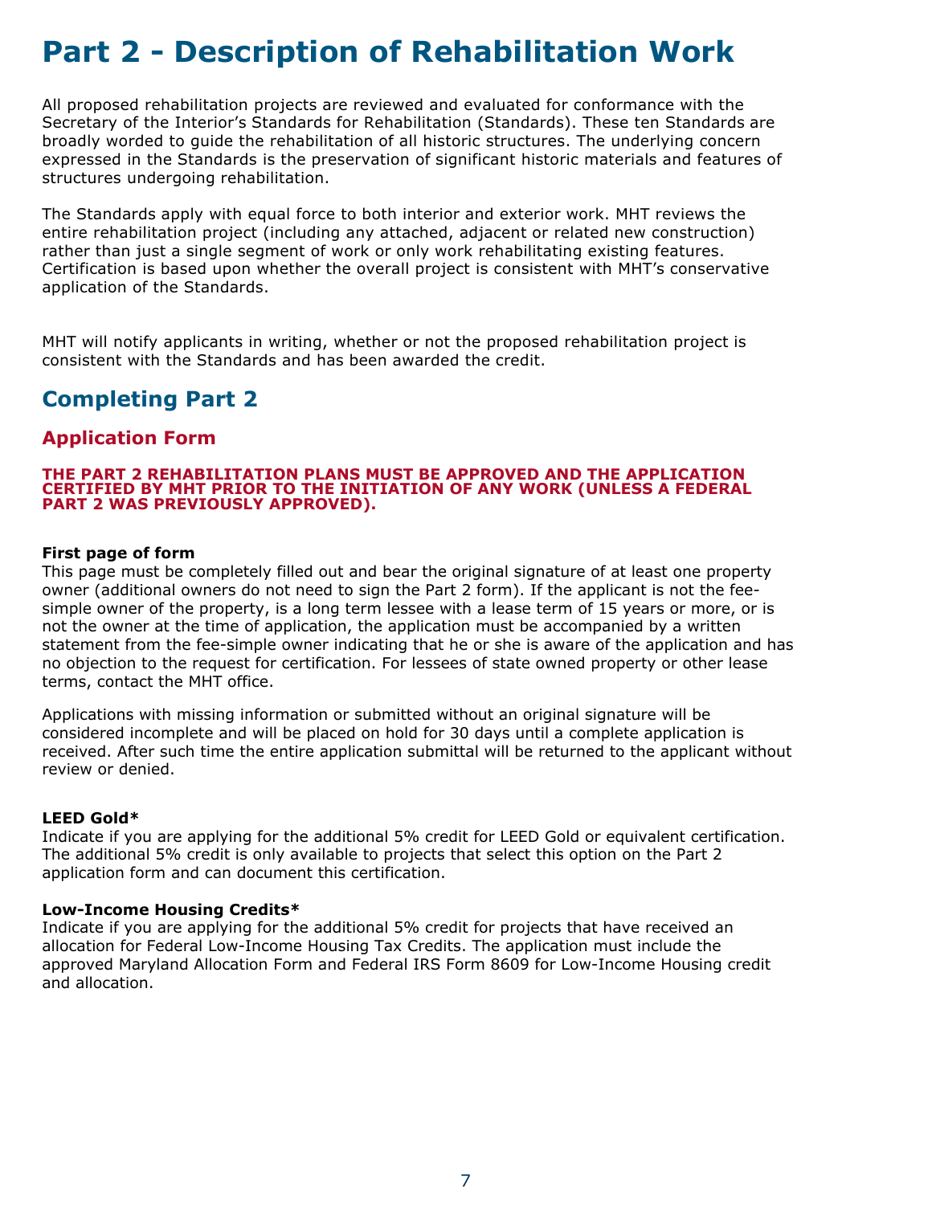# Part 2 - Description of Rehabilitation Work

All proposed rehabilitation projects are reviewed and evaluated for conformance with the Secretary of the Interior's Standards for Rehabilitation (Standards). These ten Standards are broadly worded to guide the rehabilitation of all historic structures. The underlying concern expressed in the Standards is the preservation of significant historic materials and features of structures undergoing rehabilitation.

The Standards apply with equal force to both interior and exterior work. MHT reviews the entire rehabilitation project (including any attached, adjacent or related new construction) rather than just a single segment of work or only work rehabilitating existing features. Certification is based upon whether the overall project is consistent with MHT's conservative application of the Standards.

MHT will notify applicants in writing, whether or not the proposed rehabilitation project is consistent with the Standards and has been awarded the credit.

## Completing Part 2

### Application Form

**THE PART 2 REHABILITATION PLANS MUST BE APPROVED AND THE APPLICATION CERTIFIED BY MHT PRIOR TO THE INITIATION OF ANY WORK (UNLESS A FEDERAL PART 2 WAS PREVIOUSLY APPROVED).**

**First page of form**
This page must be completely filled out and bear the original signature of at least one property owner (additional owners do not need to sign the Part 2 form). If the applicant is not the fee-simple owner of the property, is a long term lessee with a lease term of 15 years or more, or is not the owner at the time of application, the application must be accompanied by a written statement from the fee-simple owner indicating that he or she is aware of the application and has no objection to the request for certification. For lessees of state owned property or other lease terms, contact the MHT office.

Applications with missing information or submitted without an original signature will be considered incomplete and will be placed on hold for 30 days until a complete application is received. After such time the entire application submittal will be returned to the applicant without review or denied.

**LEED Gold***
Indicate if you are applying for the additional 5% credit for LEED Gold or equivalent certification. The additional 5% credit is only available to projects that select this option on the Part 2 application form and can document this certification.

**Low-Income Housing Credits***
Indicate if you are applying for the additional 5% credit for projects that have received an allocation for Federal Low-Income Housing Tax Credits. The application must include the approved Maryland Allocation Form and Federal IRS Form 8609 for Low-Income Housing credit and allocation.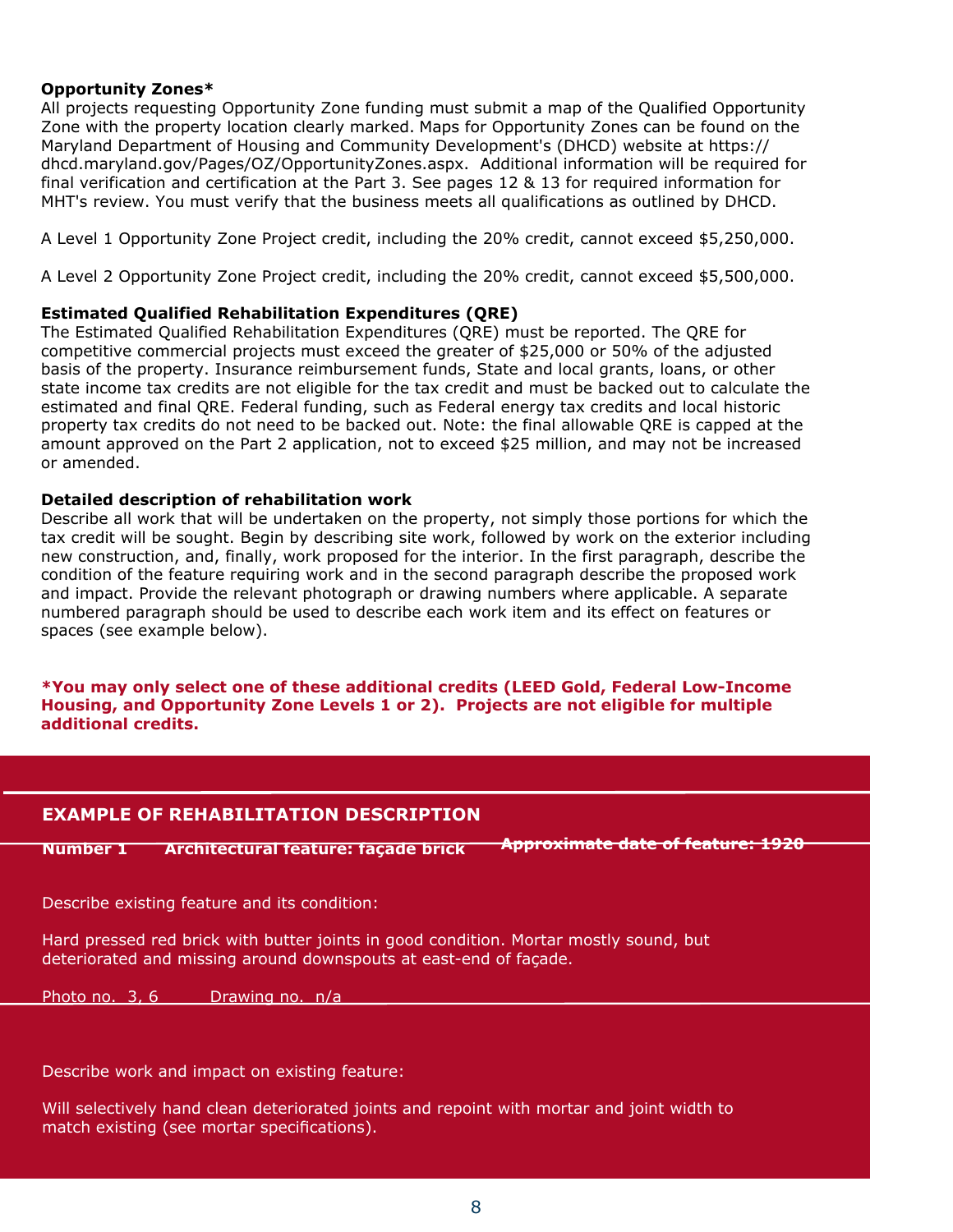**Opportunity Zones***

All projects requesting Opportunity Zone funding must submit a map of the Qualified Opportunity Zone with the property location clearly marked. Maps for Opportunity Zones can be found on the Maryland Department of Housing and Community Development's (DHCD) website at https://dhcd.maryland.gov/Pages/OZ/OpportunityZones.aspx. Additional information will be required for final verification and certification at the Part 3. See pages 12 & 13 for required information for MHT's review. You must verify that the business meets all qualifications as outlined by DHCD.

A Level 1 Opportunity Zone Project credit, including the 20% credit, cannot exceed $5,250,000.

A Level 2 Opportunity Zone Project credit, including the 20% credit, cannot exceed $5,500,000.

**Estimated Qualified Rehabilitation Expenditures (QRE)**

The Estimated Qualified Rehabilitation Expenditures (QRE) must be reported. The QRE for competitive commercial projects must exceed the greater of $25,000 or 50% of the adjusted basis of the property. Insurance reimbursement funds, State and local grants, loans, or other state income tax credits are not eligible for the tax credit and must be backed out to calculate the estimated and final QRE. Federal funding, such as Federal energy tax credits and local historic property tax credits do not need to be backed out. Note: the final allowable QRE is capped at the amount approved on the Part 2 application, not to exceed $25 million, and may not be increased or amended.

**Detailed description of rehabilitation work**

Describe all work that will be undertaken on the property, not simply those portions for which the tax credit will be sought. Begin by describing site work, followed by work on the exterior including new construction, and, finally, work proposed for the interior. In the first paragraph, describe the condition of the feature requiring work and in the second paragraph describe the proposed work and impact. Provide the relevant photograph or drawing numbers where applicable. A separate numbered paragraph should be used to describe each work item and its effect on features or spaces (see example below).

**\*You may only select one of these additional credits (LEED Gold, Federal Low-Income Housing, and Opportunity Zone Levels 1 or 2). Projects are not eligible for multiple additional credits.**

**EXAMPLE OF REHABILITATION DESCRIPTION**

**Number 1 Architectural feature: façade brick Approximate date of feature: 1920**

Describe existing feature and its condition:

Hard pressed red brick with butter joints in good condition. Mortar mostly sound, but deteriorated and missing around downspouts at east-end of façade.

Photo no. 3, 6 Drawing no. n/a

Describe work and impact on existing feature:

Will selectively hand clean deteriorated joints and repoint with mortar and joint width to match existing (see mortar specifications).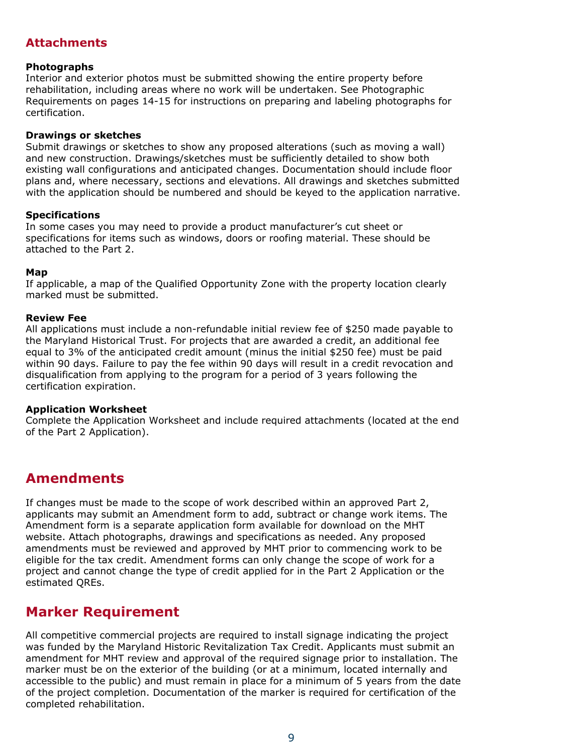## Attachments

**Photographs**
Interior and exterior photos must be submitted showing the entire property before rehabilitation, including areas where no work will be undertaken. See Photographic Requirements on pages 14-15 for instructions on preparing and labeling photographs for certification.

**Drawings or sketches**
Submit drawings or sketches to show any proposed alterations (such as moving a wall) and new construction. Drawings/sketches must be sufficiently detailed to show both existing wall configurations and anticipated changes. Documentation should include floor plans and, where necessary, sections and elevations. All drawings and sketches submitted with the application should be numbered and should be keyed to the application narrative.

**Specifications**
In some cases you may need to provide a product manufacturer's cut sheet or specifications for items such as windows, doors or roofing material. These should be attached to the Part 2.

**Map**
If applicable, a map of the Qualified Opportunity Zone with the property location clearly marked must be submitted.

**Review Fee**
All applications must include a non-refundable initial review fee of $250 made payable to the Maryland Historical Trust. For projects that are awarded a credit, an additional fee equal to 3% of the anticipated credit amount (minus the initial $250 fee) must be paid within 90 days. Failure to pay the fee within 90 days will result in a credit revocation and disqualification from applying to the program for a period of 3 years following the certification expiration.

**Application Worksheet**
Complete the Application Worksheet and include required attachments (located at the end of the Part 2 Application).

# Amendments

If changes must be made to the scope of work described within an approved Part 2, applicants may submit an Amendment form to add, subtract or change work items. The Amendment form is a separate application form available for download on the MHT website. Attach photographs, drawings and specifications as needed. Any proposed amendments must be reviewed and approved by MHT prior to commencing work to be eligible for the tax credit. Amendment forms can only change the scope of work for a project and cannot change the type of credit applied for in the Part 2 Application or the estimated QREs.

# Marker Requirement

All competitive commercial projects are required to install signage indicating the project was funded by the Maryland Historic Revitalization Tax Credit. Applicants must submit an amendment for MHT review and approval of the required signage prior to installation. The marker must be on the exterior of the building (or at a minimum, located internally and accessible to the public) and must remain in place for a minimum of 5 years from the date of the project completion. Documentation of the marker is required for certification of the completed rehabilitation.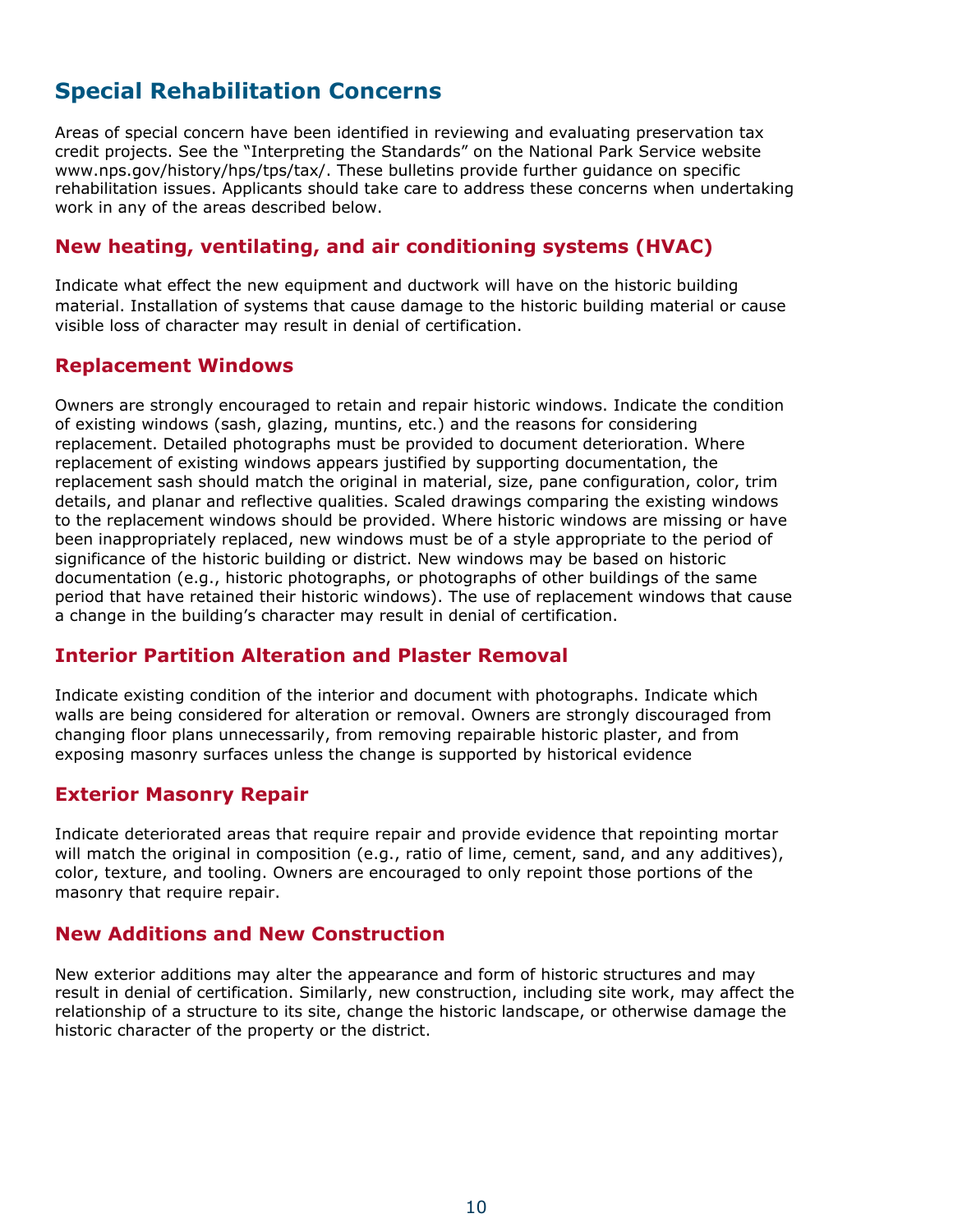## Special Rehabilitation Concerns

Areas of special concern have been identified in reviewing and evaluating preservation tax credit projects. See the "Interpreting the Standards" on the National Park Service website www.nps.gov/history/hps/tps/tax/. These bulletins provide further guidance on specific rehabilitation issues. Applicants should take care to address these concerns when undertaking work in any of the areas described below.

### New heating, ventilating, and air conditioning systems (HVAC)

Indicate what effect the new equipment and ductwork will have on the historic building material. Installation of systems that cause damage to the historic building material or cause visible loss of character may result in denial of certification.

### Replacement Windows

Owners are strongly encouraged to retain and repair historic windows. Indicate the condition of existing windows (sash, glazing, muntins, etc.) and the reasons for considering replacement. Detailed photographs must be provided to document deterioration. Where replacement of existing windows appears justified by supporting documentation, the replacement sash should match the original in material, size, pane configuration, color, trim details, and planar and reflective qualities. Scaled drawings comparing the existing windows to the replacement windows should be provided. Where historic windows are missing or have been inappropriately replaced, new windows must be of a style appropriate to the period of significance of the historic building or district. New windows may be based on historic documentation (e.g., historic photographs, or photographs of other buildings of the same period that have retained their historic windows). The use of replacement windows that cause a change in the building's character may result in denial of certification.

### Interior Partition Alteration and Plaster Removal

Indicate existing condition of the interior and document with photographs. Indicate which walls are being considered for alteration or removal. Owners are strongly discouraged from changing floor plans unnecessarily, from removing repairable historic plaster, and from exposing masonry surfaces unless the change is supported by historical evidence

### Exterior Masonry Repair

Indicate deteriorated areas that require repair and provide evidence that repointing mortar will match the original in composition (e.g., ratio of lime, cement, sand, and any additives), color, texture, and tooling. Owners are encouraged to only repoint those portions of the masonry that require repair.

### New Additions and New Construction

New exterior additions may alter the appearance and form of historic structures and may result in denial of certification. Similarly, new construction, including site work, may affect the relationship of a structure to its site, change the historic landscape, or otherwise damage the historic character of the property or the district.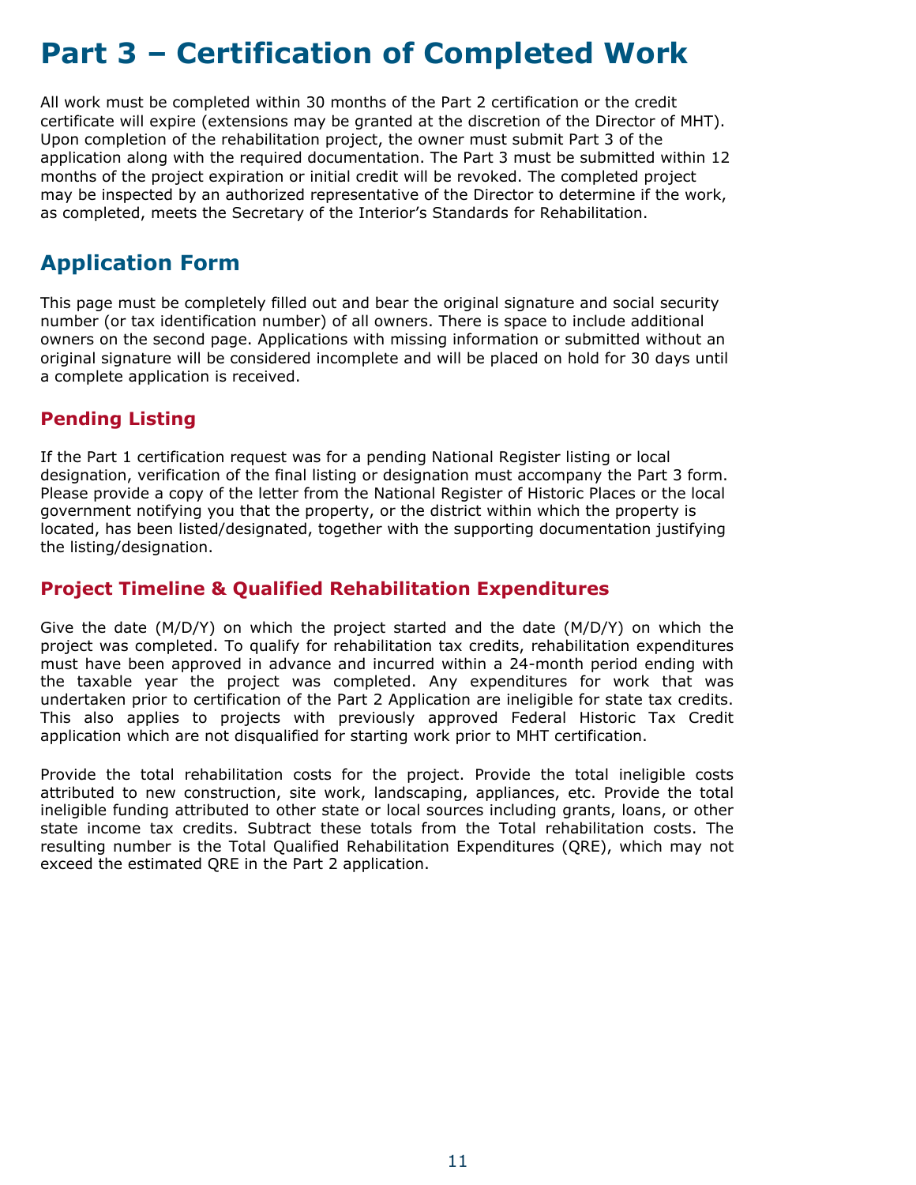# Part 3 – Certification of Completed Work

All work must be completed within 30 months of the Part 2 certification or the credit certificate will expire (extensions may be granted at the discretion of the Director of MHT). Upon completion of the rehabilitation project, the owner must submit Part 3 of the application along with the required documentation. The Part 3 must be submitted within 12 months of the project expiration or initial credit will be revoked. The completed project may be inspected by an authorized representative of the Director to determine if the work, as completed, meets the Secretary of the Interior's Standards for Rehabilitation.

## Application Form

This page must be completely filled out and bear the original signature and social security number (or tax identification number) of all owners. There is space to include additional owners on the second page. Applications with missing information or submitted without an original signature will be considered incomplete and will be placed on hold for 30 days until a complete application is received.

### Pending Listing

If the Part 1 certification request was for a pending National Register listing or local designation, verification of the final listing or designation must accompany the Part 3 form. Please provide a copy of the letter from the National Register of Historic Places or the local government notifying you that the property, or the district within which the property is located, has been listed/designated, together with the supporting documentation justifying the listing/designation.

### Project Timeline & Qualified Rehabilitation Expenditures

Give the date (M/D/Y) on which the project started and the date (M/D/Y) on which the project was completed. To qualify for rehabilitation tax credits, rehabilitation expenditures must have been approved in advance and incurred within a 24-month period ending with the taxable year the project was completed. Any expenditures for work that was undertaken prior to certification of the Part 2 Application are ineligible for state tax credits. This also applies to projects with previously approved Federal Historic Tax Credit application which are not disqualified for starting work prior to MHT certification.

Provide the total rehabilitation costs for the project. Provide the total ineligible costs attributed to new construction, site work, landscaping, appliances, etc. Provide the total ineligible funding attributed to other state or local sources including grants, loans, or other state income tax credits. Subtract these totals from the Total rehabilitation costs. The resulting number is the Total Qualified Rehabilitation Expenditures (QRE), which may not exceed the estimated QRE in the Part 2 application.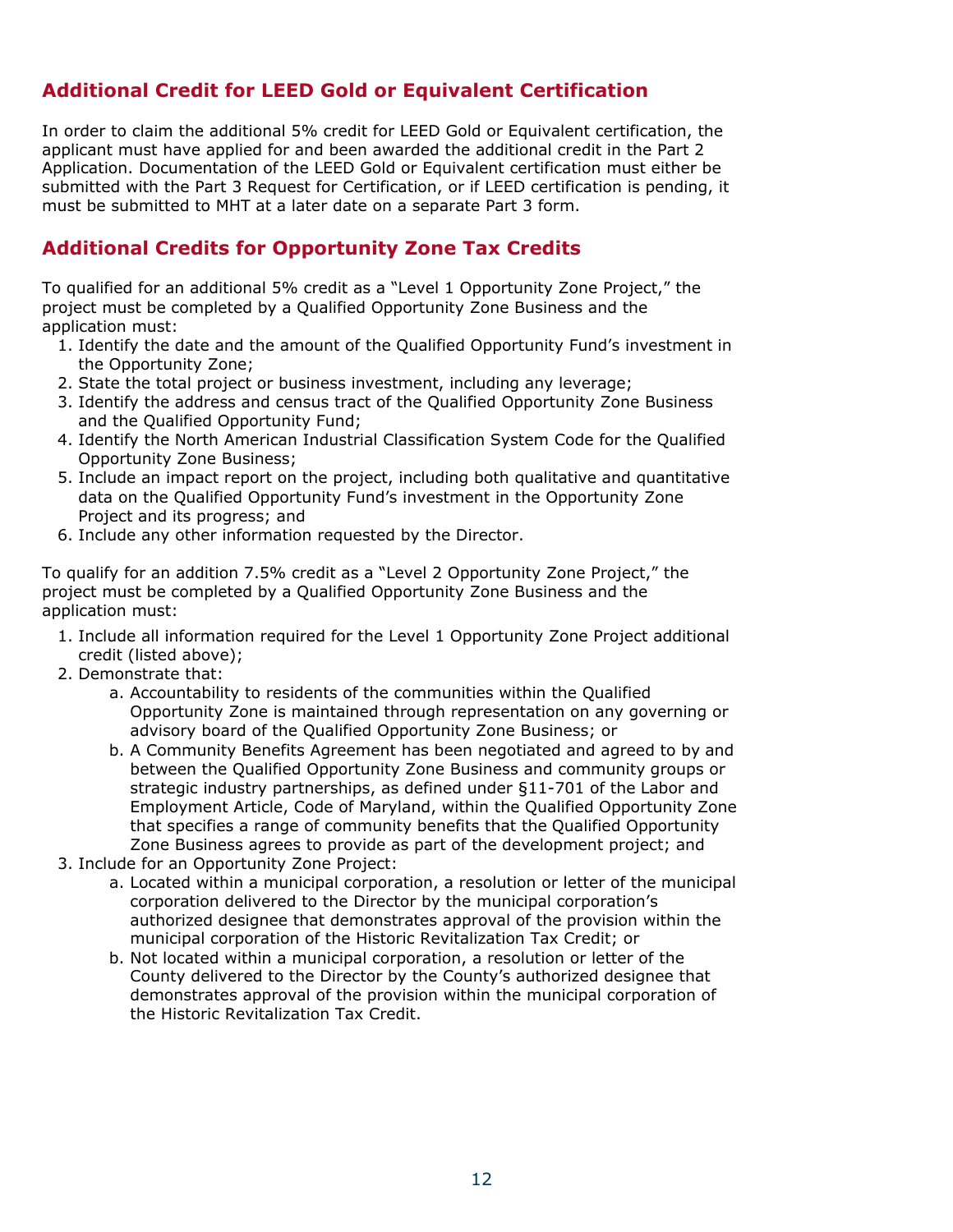## Additional Credit for LEED Gold or Equivalent Certification

In order to claim the additional 5% credit for LEED Gold or Equivalent certification, the applicant must have applied for and been awarded the additional credit in the Part 2 Application. Documentation of the LEED Gold or Equivalent certification must either be submitted with the Part 3 Request for Certification, or if LEED certification is pending, it must be submitted to MHT at a later date on a separate Part 3 form.

## Additional Credits for Opportunity Zone Tax Credits

To qualified for an additional 5% credit as a "Level 1 Opportunity Zone Project," the project must be completed by a Qualified Opportunity Zone Business and the application must:

1. Identify the date and the amount of the Qualified Opportunity Fund's investment in the Opportunity Zone;
2. State the total project or business investment, including any leverage;
3. Identify the address and census tract of the Qualified Opportunity Zone Business and the Qualified Opportunity Fund;
4. Identify the North American Industrial Classification System Code for the Qualified Opportunity Zone Business;
5. Include an impact report on the project, including both qualitative and quantitative data on the Qualified Opportunity Fund's investment in the Opportunity Zone Project and its progress; and
6. Include any other information requested by the Director.

To qualify for an addition 7.5% credit as a "Level 2 Opportunity Zone Project," the project must be completed by a Qualified Opportunity Zone Business and the application must:

1. Include all information required for the Level 1 Opportunity Zone Project additional credit (listed above);
2. Demonstrate that:
    a. Accountability to residents of the communities within the Qualified Opportunity Zone is maintained through representation on any governing or advisory board of the Qualified Opportunity Zone Business; or
    b. A Community Benefits Agreement has been negotiated and agreed to by and between the Qualified Opportunity Zone Business and community groups or strategic industry partnerships, as defined under §11-701 of the Labor and Employment Article, Code of Maryland, within the Qualified Opportunity Zone that specifies a range of community benefits that the Qualified Opportunity Zone Business agrees to provide as part of the development project; and
3. Include for an Opportunity Zone Project:
    a. Located within a municipal corporation, a resolution or letter of the municipal corporation delivered to the Director by the municipal corporation's authorized designee that demonstrates approval of the provision within the municipal corporation of the Historic Revitalization Tax Credit; or
    b. Not located within a municipal corporation, a resolution or letter of the County delivered to the Director by the County's authorized designee that demonstrates approval of the provision within the municipal corporation of the Historic Revitalization Tax Credit.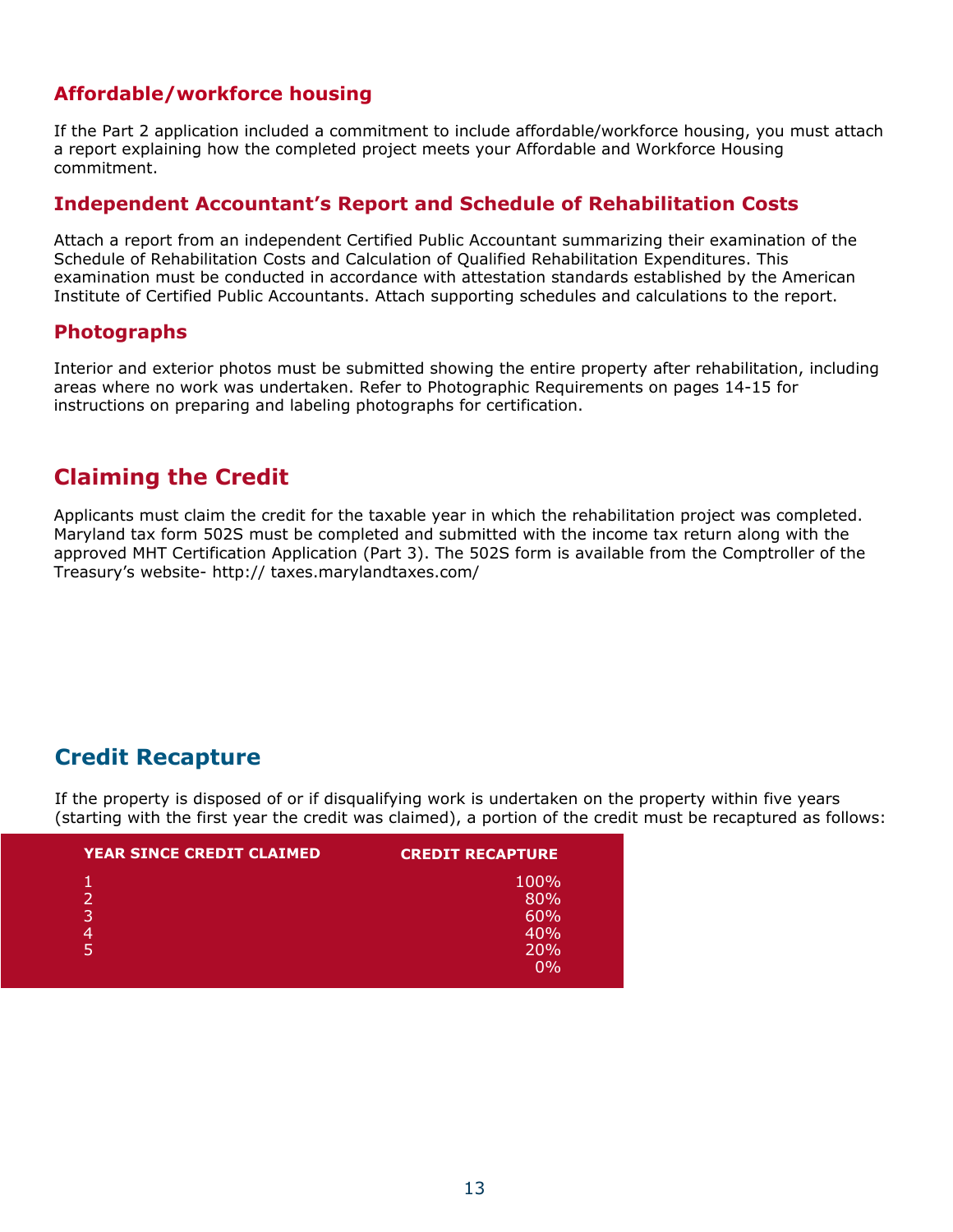### Affordable/workforce housing

If the Part 2 application included a commitment to include affordable/workforce housing, you must attach a report explaining how the completed project meets your Affordable and Workforce Housing commitment.

### Independent Accountant's Report and Schedule of Rehabilitation Costs

Attach a report from an independent Certified Public Accountant summarizing their examination of the Schedule of Rehabilitation Costs and Calculation of Qualified Rehabilitation Expenditures. This examination must be conducted in accordance with attestation standards established by the American Institute of Certified Public Accountants. Attach supporting schedules and calculations to the report.

### Photographs

Interior and exterior photos must be submitted showing the entire property after rehabilitation, including areas where no work was undertaken. Refer to Photographic Requirements on pages 14-15 for instructions on preparing and labeling photographs for certification.

## Claiming the Credit

Applicants must claim the credit for the taxable year in which the rehabilitation project was completed. Maryland tax form 502S must be completed and submitted with the income tax return along with the approved MHT Certification Application (Part 3). The 502S form is available from the Comptroller of the Treasury's website- http:// taxes.marylandtaxes.com/

## Credit Recapture

If the property is disposed of or if disqualifying work is undertaken on the property within five years (starting with the first year the credit was claimed), a portion of the credit must be recaptured as follows:

| YEAR SINCE CREDIT CLAIMED | CREDIT RECAPTURE |
|---|---|
| 1 | 100% |
| 2 | 80% |
| 3 | 60% |
| 4 | 40% |
| 5 | 20% |
| | 0% |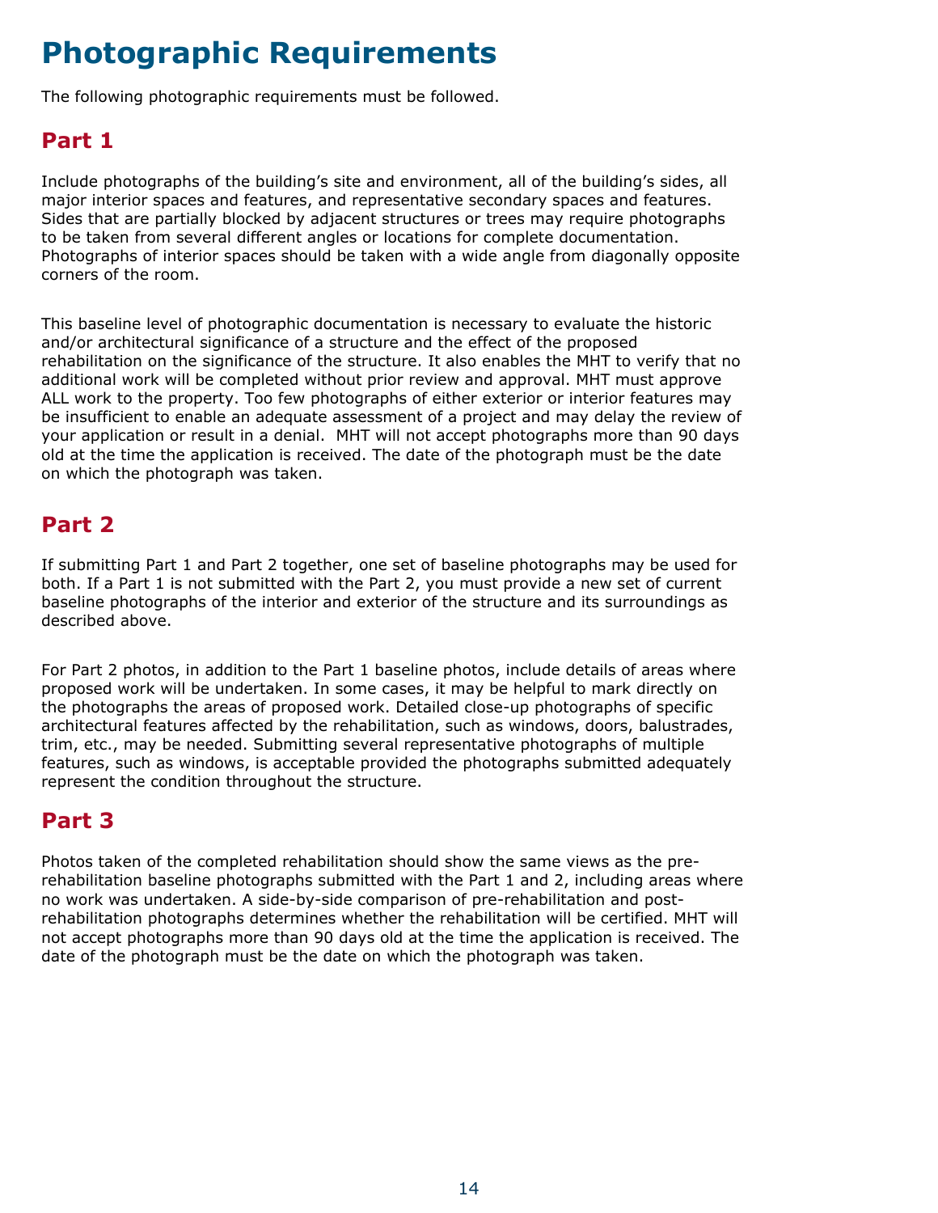# Photographic Requirements

The following photographic requirements must be followed.

## Part 1

Include photographs of the building's site and environment, all of the building's sides, all major interior spaces and features, and representative secondary spaces and features. Sides that are partially blocked by adjacent structures or trees may require photographs to be taken from several different angles or locations for complete documentation. Photographs of interior spaces should be taken with a wide angle from diagonally opposite corners of the room.

This baseline level of photographic documentation is necessary to evaluate the historic and/or architectural significance of a structure and the effect of the proposed rehabilitation on the significance of the structure. It also enables the MHT to verify that no additional work will be completed without prior review and approval. MHT must approve ALL work to the property. Too few photographs of either exterior or interior features may be insufficient to enable an adequate assessment of a project and may delay the review of your application or result in a denial. MHT will not accept photographs more than 90 days old at the time the application is received. The date of the photograph must be the date on which the photograph was taken.

## Part 2

If submitting Part 1 and Part 2 together, one set of baseline photographs may be used for both. If a Part 1 is not submitted with the Part 2, you must provide a new set of current baseline photographs of the interior and exterior of the structure and its surroundings as described above.

For Part 2 photos, in addition to the Part 1 baseline photos, include details of areas where proposed work will be undertaken. In some cases, it may be helpful to mark directly on the photographs the areas of proposed work. Detailed close-up photographs of specific architectural features affected by the rehabilitation, such as windows, doors, balustrades, trim, etc., may be needed. Submitting several representative photographs of multiple features, such as windows, is acceptable provided the photographs submitted adequately represent the condition throughout the structure.

## Part 3

Photos taken of the completed rehabilitation should show the same views as the pre-rehabilitation baseline photographs submitted with the Part 1 and 2, including areas where no work was undertaken. A side-by-side comparison of pre-rehabilitation and post-rehabilitation photographs determines whether the rehabilitation will be certified. MHT will not accept photographs more than 90 days old at the time the application is received. The date of the photograph must be the date on which the photograph was taken.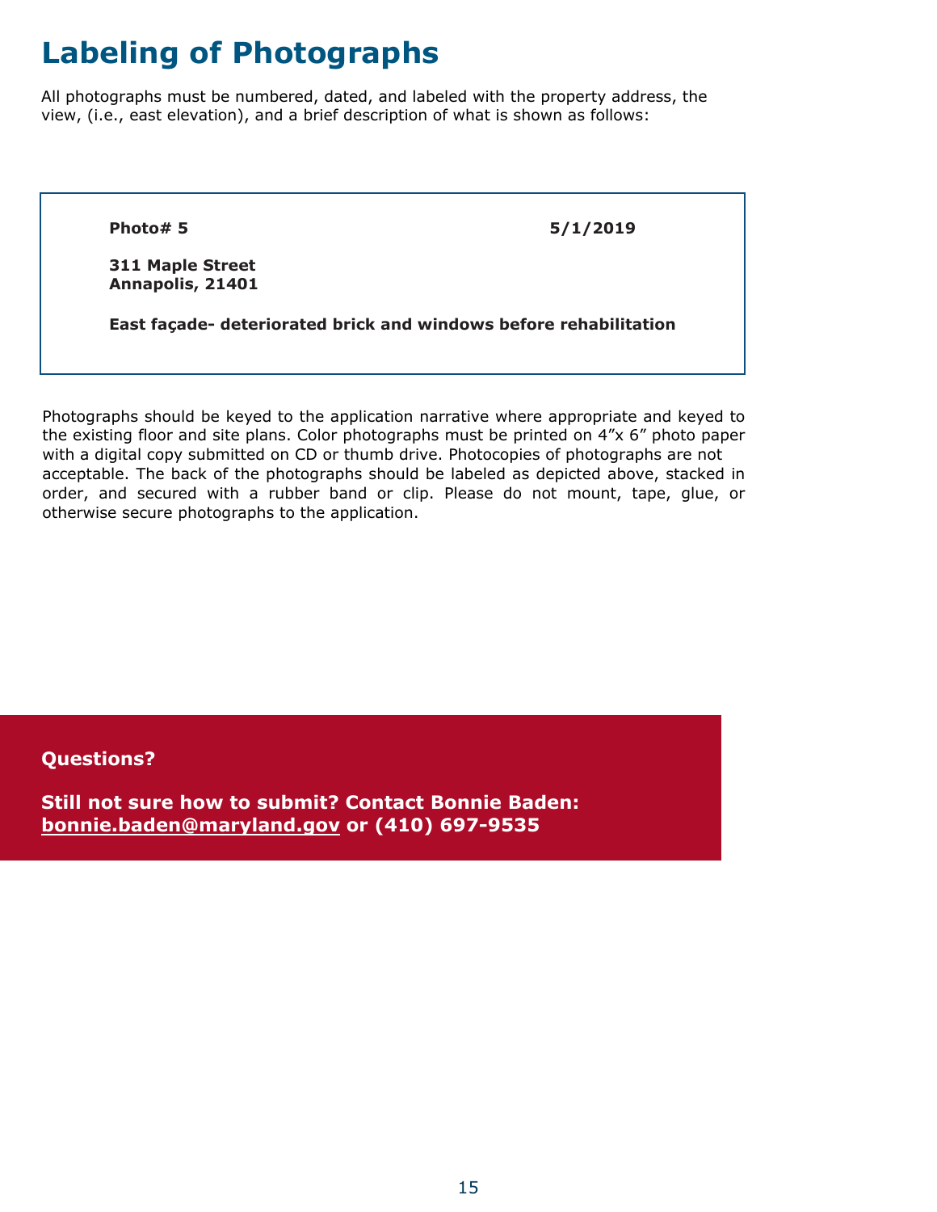# Labeling of Photographs

All photographs must be numbered, dated, and labeled with the property address, the view, (i.e., east elevation), and a brief description of what is shown as follows:

> **Photo# 5** **5/1/2019**
>
> **311 Maple Street**
> **Annapolis, 21401**
>
> **East façade- deteriorated brick and windows before rehabilitation**

Photographs should be keyed to the application narrative where appropriate and keyed to the existing floor and site plans. Color photographs must be printed on 4"x 6" photo paper with a digital copy submitted on CD or thumb drive. Photocopies of photographs are not acceptable. The back of the photographs should be labeled as depicted above, stacked in order, and secured with a rubber band or clip. Please do not mount, tape, glue, or otherwise secure photographs to the application.

**Questions?**

**Still not sure how to submit? Contact Bonnie Baden: bonnie.baden@maryland.gov or (410) 697-9535**